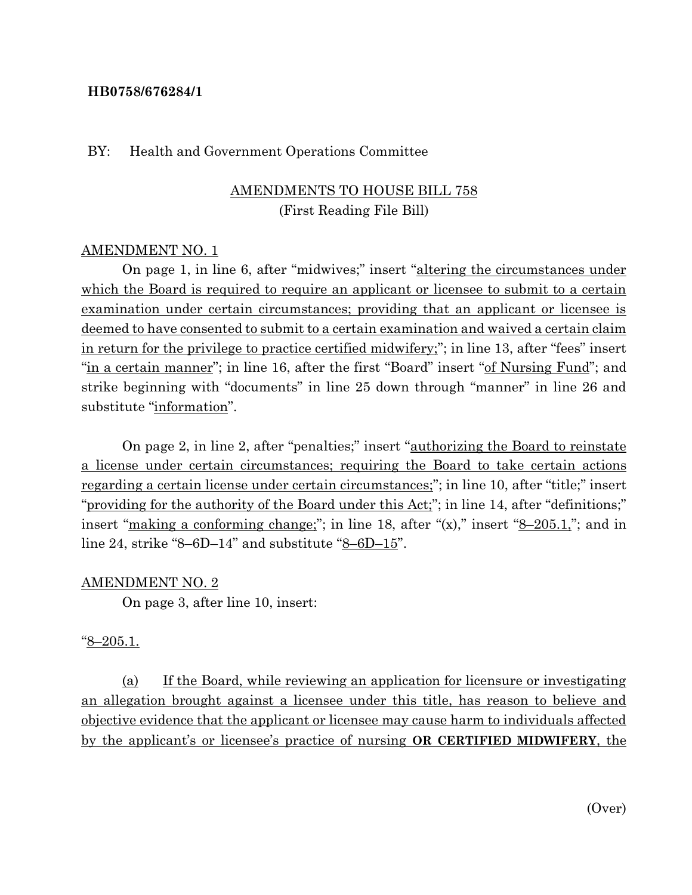**HB0758/676284/1**

BY: Health and Government Operations Committee

AMENDMENTS TO HOUSE BILL 758
(First Reading File Bill)

AMENDMENT NO. 1

On page 1, in line 6, after "midwives;" insert "altering the circumstances under which the Board is required to require an applicant or licensee to submit to a certain examination under certain circumstances; providing that an applicant or licensee is deemed to have consented to submit to a certain examination and waived a certain claim in return for the privilege to practice certified midwifery;"; in line 13, after "fees" insert "in a certain manner"; in line 16, after the first "Board" insert "of Nursing Fund"; and strike beginning with "documents" in line 25 down through "manner" in line 26 and substitute "information".

On page 2, in line 2, after "penalties;" insert "authorizing the Board to reinstate a license under certain circumstances; requiring the Board to take certain actions regarding a certain license under certain circumstances;"; in line 10, after "title;" insert "providing for the authority of the Board under this Act;"; in line 14, after "definitions;" insert "making a conforming change;"; in line 18, after "(x)," insert "8–205.1,"; and in line 24, strike "8–6D–14" and substitute "8–6D–15".

AMENDMENT NO. 2

On page 3, after line 10, insert:

"8–205.1.

(a) If the Board, while reviewing an application for licensure or investigating an allegation brought against a licensee under this title, has reason to believe and objective evidence that the applicant or licensee may cause harm to individuals affected by the applicant's or licensee's practice of nursing **OR CERTIFIED MIDWIFERY**, the

(Over)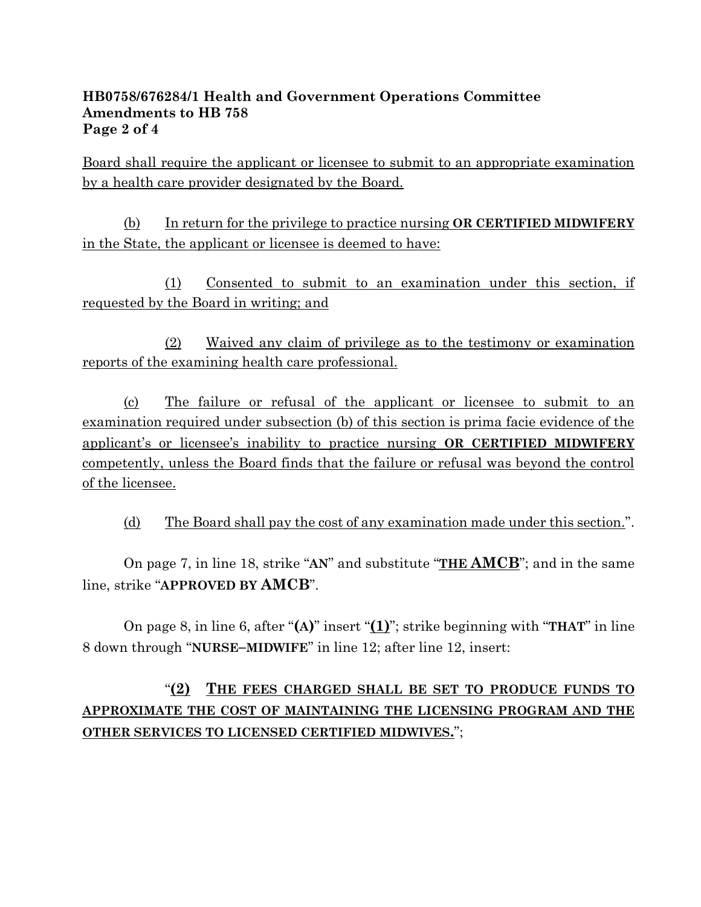Board shall require the applicant or licensee to submit to an appropriate examination by a health care provider designated by the Board.

(b) In return for the privilege to practice nursing **OR CERTIFIED MIDWIFERY** in the State, the applicant or licensee is deemed to have:

(1) Consented to submit to an examination under this section, if requested by the Board in writing; and

(2) Waived any claim of privilege as to the testimony or examination reports of the examining health care professional.

(c) The failure or refusal of the applicant or licensee to submit to an examination required under subsection (b) of this section is prima facie evidence of the applicant's or licensee's inability to practice nursing **OR CERTIFIED MIDWIFERY** competently, unless the Board finds that the failure or refusal was beyond the control of the licensee.

(d) The Board shall pay the cost of any examination made under this section.".

On page 7, in line 18, strike "**AN**" and substitute "**THE AMCB**"; and in the same line, strike "**APPROVED BY AMCB**".

On page 8, in line 6, after "**(A)**" insert "**(1)**"; strike beginning with "**THAT**" in line 8 down through "**NURSE–MIDWIFE**" in line 12; after line 12, insert:

"**(2) THE FEES CHARGED SHALL BE SET TO PRODUCE FUNDS TO APPROXIMATE THE COST OF MAINTAINING THE LICENSING PROGRAM AND THE OTHER SERVICES TO LICENSED CERTIFIED MIDWIVES.**";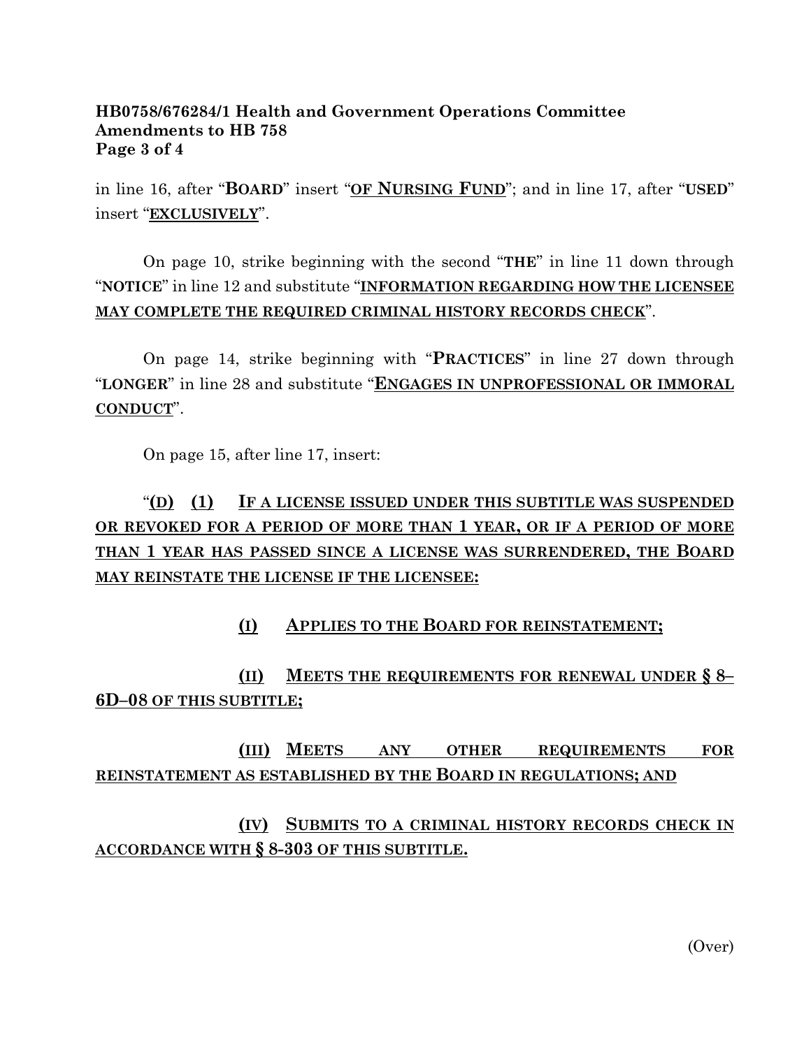in line 16, after "**BOARD**" insert "**<u>OF NURSING FUND</u>**"; and in line 17, after "**USED**" insert "**<u>EXCLUSIVELY</u>**".

On page 10, strike beginning with the second "**THE**" in line 11 down through "**NOTICE**" in line 12 and substitute "**<u>INFORMATION REGARDING HOW THE LICENSEE MAY COMPLETE THE REQUIRED CRIMINAL HISTORY RECORDS CHECK</u>**".

On page 14, strike beginning with "**PRACTICES**" in line 27 down through "**LONGER**" in line 28 and substitute "**<u>ENGAGES IN UNPROFESSIONAL OR IMMORAL CONDUCT</u>**".

On page 15, after line 17, insert:

"**<u>(D)</u> <u>(1)</u> <u>IF A LICENSE ISSUED UNDER THIS SUBTITLE WAS SUSPENDED OR REVOKED FOR A PERIOD OF MORE THAN 1 YEAR, OR IF A PERIOD OF MORE THAN 1 YEAR HAS PASSED SINCE A LICENSE WAS SURRENDERED, THE BOARD MAY REINSTATE THE LICENSE IF THE LICENSEE:</u>**

**<u>(I)</u> <u>APPLIES TO THE BOARD FOR REINSTATEMENT;</u>**

**<u>(II)</u> <u>MEETS THE REQUIREMENTS FOR RENEWAL UNDER § 8–6D–08 OF THIS SUBTITLE;</u>**

**<u>(III)</u> <u>MEETS ANY OTHER REQUIREMENTS FOR REINSTATEMENT AS ESTABLISHED BY THE BOARD IN REGULATIONS; AND</u>**

**<u>(IV)</u> <u>SUBMITS TO A CRIMINAL HISTORY RECORDS CHECK IN ACCORDANCE WITH § 8-303 OF THIS SUBTITLE.</u>**

(Over)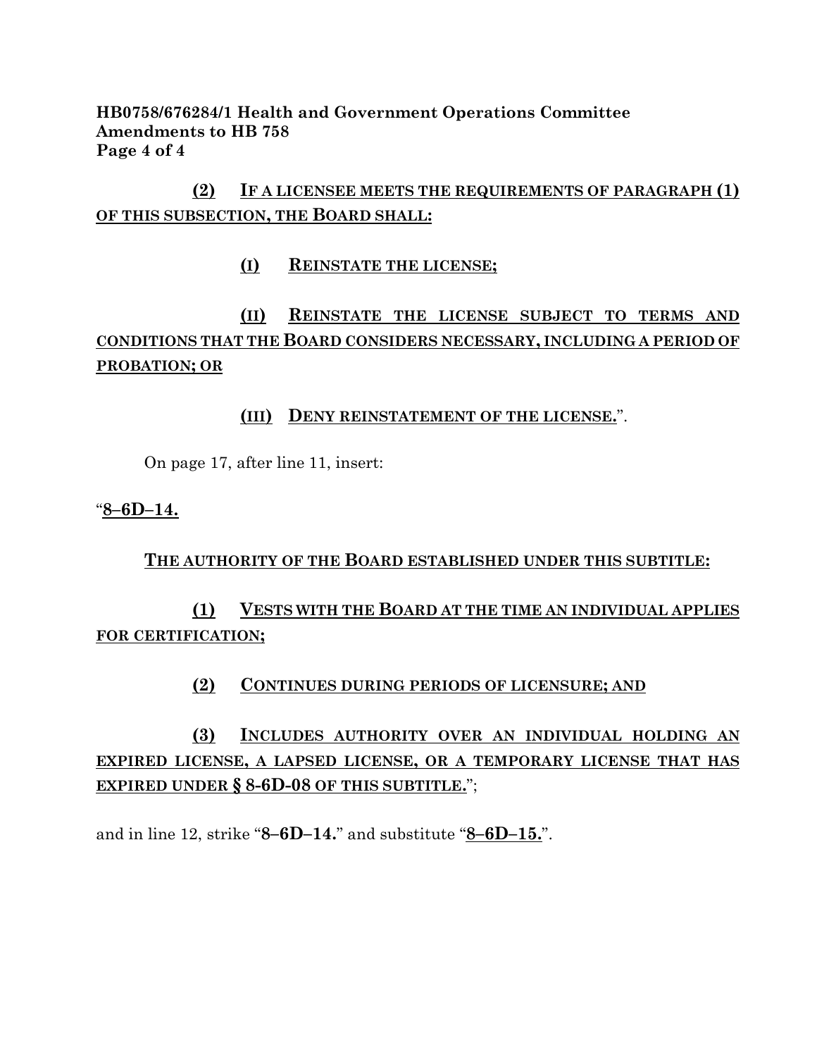**(2)** **IF A LICENSEE MEETS THE REQUIREMENTS OF PARAGRAPH (1) OF THIS SUBSECTION, THE BOARD SHALL:**

**(I)** **REINSTATE THE LICENSE;**

**(II)** **REINSTATE THE LICENSE SUBJECT TO TERMS AND CONDITIONS THAT THE BOARD CONSIDERS NECESSARY, INCLUDING A PERIOD OF PROBATION; OR**

**(III)** **DENY REINSTATEMENT OF THE LICENSE.**".

On page 17, after line 11, insert:

"**8–6D–14.**

**THE AUTHORITY OF THE BOARD ESTABLISHED UNDER THIS SUBTITLE:**

**(1)** **VESTS WITH THE BOARD AT THE TIME AN INDIVIDUAL APPLIES FOR CERTIFICATION;**

**(2)** **CONTINUES DURING PERIODS OF LICENSURE; AND**

**(3)** **INCLUDES AUTHORITY OVER AN INDIVIDUAL HOLDING AN EXPIRED LICENSE, A LAPSED LICENSE, OR A TEMPORARY LICENSE THAT HAS EXPIRED UNDER § 8-6D-08 OF THIS SUBTITLE.**";

and in line 12, strike "**8–6D–14.**" and substitute "**8–6D–15.**".